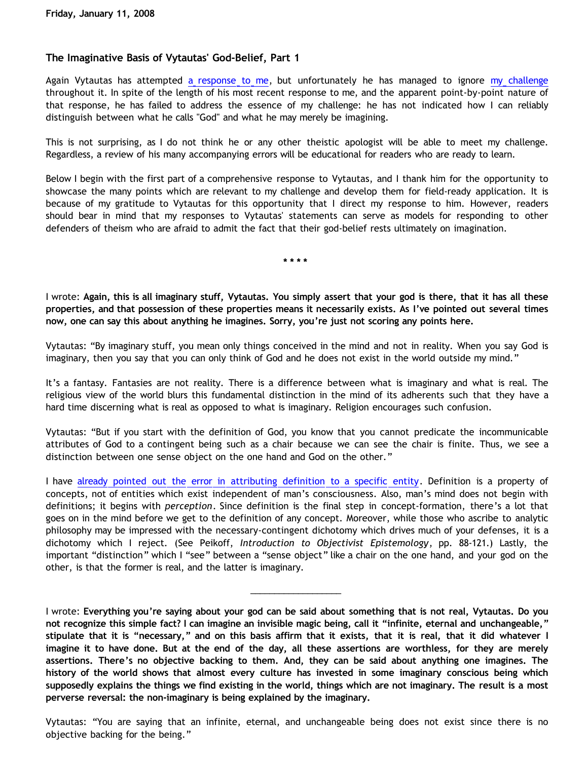Friday, January 11, 2008

### The Imaginative Basis of Vytautas' God-Belief, Part 1

Again Vytautas has attempted a response to me, but unfortunately he has managed to ignore my challenge throughout it. In spite of the length of his most recent response to me, and the apparent point-by-point nature of that response, he has failed to address the essence of my challenge: he has not indicated how I can reliably distinguish between what he calls "God" and what he may merely be imagining.

This is not surprising, as I do not think he or any other theistic apologist will be able to meet my challenge. Regardless, a review of his many accompanying errors will be educational for readers who are ready to learn.

Below I begin with the first part of a comprehensive response to Vytautas, and I thank him for the opportunity to showcase the many points which are relevant to my challenge and develop them for field-ready application. It is because of my gratitude to Vytautas for this opportunity that I direct my response to him. However, readers should bear in mind that my responses to Vytautas' statements can serve as models for responding to other defenders of theism who are afraid to admit the fact that their god-belief rests ultimately on imagination.

* * * *

I wrote: **Again, this is all imaginary stuff, Vytautas. You simply assert that your god is there, that it has all these properties, and that possession of these properties means it necessarily exists. As I've pointed out several times now, one can say this about anything he imagines. Sorry, you're just not scoring any points here.**

Vytautas: "By imaginary stuff, you mean only things conceived in the mind and not in reality. When you say God is imaginary, then you say that you can only think of God and he does not exist in the world outside my mind."

It's a fantasy. Fantasies are not reality. There is a difference between what is imaginary and what is real. The religious view of the world blurs this fundamental distinction in the mind of its adherents such that they have a hard time discerning what is real as opposed to what is imaginary. Religion encourages such confusion.

Vytautas: "But if you start with the definition of God, you know that you cannot predicate the incommunicable attributes of God to a contingent being such as a chair because we can see the chair is finite. Thus, we see a distinction between one sense object on the one hand and God on the other."

I have already pointed out the error in attributing definition to a specific entity. Definition is a property of concepts, not of entities which exist independent of man's consciousness. Also, man's mind does not begin with definitions; it begins with *perception*. Since definition is the final step in concept-formation, there's a lot that goes on in the mind before we get to the definition of any concept. Moreover, while those who ascribe to analytic philosophy may be impressed with the necessary-contingent dichotomy which drives much of your defenses, it is a dichotomy which I reject. (See Peikoff, *Introduction to Objectivist Epistemology*, pp. 88-121.) Lastly, the important "distinction" which I "see" between a "sense object" like a chair on the one hand, and your god on the other, is that the former is real, and the latter is imaginary.

---

I wrote: **Everything you're saying about your god can be said about something that is not real, Vytautas. Do you not recognize this simple fact? I can imagine an invisible magic being, call it "infinite, eternal and unchangeable," stipulate that it is "necessary," and on this basis affirm that it exists, that it is real, that it did whatever I imagine it to have done. But at the end of the day, all these assertions are worthless, for they are merely assertions. There's no objective backing to them. And, they can be said about anything one imagines. The history of the world shows that almost every culture has invested in some imaginary conscious being which supposedly explains the things we find existing in the world, things which are not imaginary. The result is a most perverse reversal: the non-imaginary is being explained by the imaginary.**

Vytautas: "You are saying that an infinite, eternal, and unchangeable being does not exist since there is no objective backing for the being."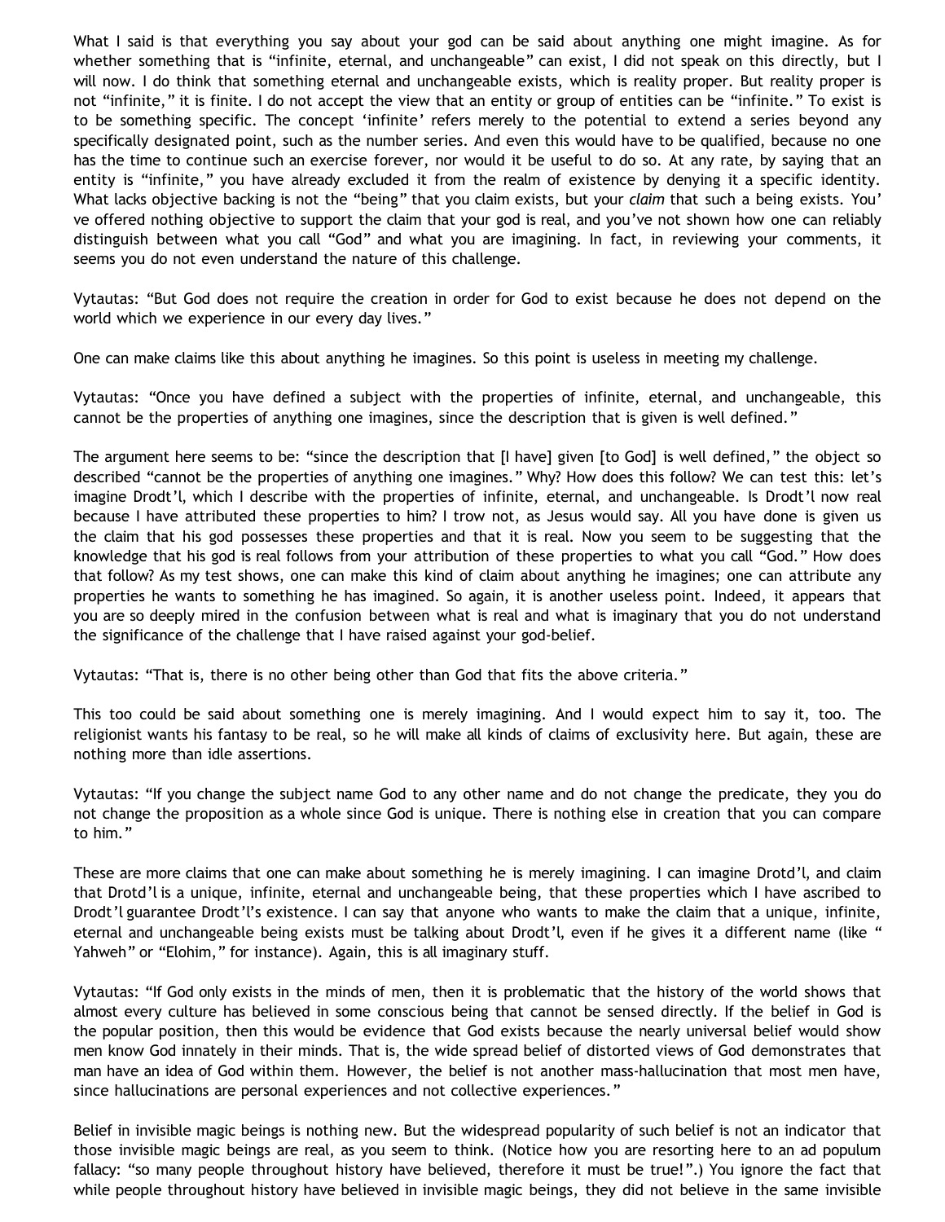What I said is that everything you say about your god can be said about anything one might imagine. As for whether something that is "infinite, eternal, and unchangeable" can exist, I did not speak on this directly, but I will now. I do think that something eternal and unchangeable exists, which is reality proper. But reality proper is not "infinite," it is finite. I do not accept the view that an entity or group of entities can be "infinite." To exist is to be something specific. The concept 'infinite' refers merely to the potential to extend a series beyond any specifically designated point, such as the number series. And even this would have to be qualified, because no one has the time to continue such an exercise forever, nor would it be useful to do so. At any rate, by saying that an entity is "infinite," you have already excluded it from the realm of existence by denying it a specific identity. What lacks objective backing is not the "being" that you claim exists, but your *claim* that such a being exists. You've offered nothing objective to support the claim that your god is real, and you've not shown how one can reliably distinguish between what you call "God" and what you are imagining. In fact, in reviewing your comments, it seems you do not even understand the nature of this challenge.

Vytautas: "But God does not require the creation in order for God to exist because he does not depend on the world which we experience in our every day lives."

One can make claims like this about anything he imagines. So this point is useless in meeting my challenge.

Vytautas: "Once you have defined a subject with the properties of infinite, eternal, and unchangeable, this cannot be the properties of anything one imagines, since the description that is given is well defined."

The argument here seems to be: "since the description that [I have] given [to God] is well defined," the object so described "cannot be the properties of anything one imagines." Why? How does this follow? We can test this: let's imagine Drodt'l, which I describe with the properties of infinite, eternal, and unchangeable. Is Drodt'l now real because I have attributed these properties to him? I trow not, as Jesus would say. All you have done is given us the claim that his god possesses these properties and that it is real. Now you seem to be suggesting that the knowledge that his god is real follows from your attribution of these properties to what you call "God." How does that follow? As my test shows, one can make this kind of claim about anything he imagines; one can attribute any properties he wants to something he has imagined. So again, it is another useless point. Indeed, it appears that you are so deeply mired in the confusion between what is real and what is imaginary that you do not understand the significance of the challenge that I have raised against your god-belief.

Vytautas: "That is, there is no other being other than God that fits the above criteria."

This too could be said about something one is merely imagining. And I would expect him to say it, too. The religionist wants his fantasy to be real, so he will make all kinds of claims of exclusivity here. But again, these are nothing more than idle assertions.

Vytautas: "If you change the subject name God to any other name and do not change the predicate, they you do not change the proposition as a whole since God is unique. There is nothing else in creation that you can compare to him."

These are more claims that one can make about something he is merely imagining. I can imagine Drotd'l, and claim that Drotd'l is a unique, infinite, eternal and unchangeable being, that these properties which I have ascribed to Drodt'l guarantee Drodt'l's existence. I can say that anyone who wants to make the claim that a unique, infinite, eternal and unchangeable being exists must be talking about Drodt'l, even if he gives it a different name (like "Yahweh" or "Elohim," for instance). Again, this is all imaginary stuff.

Vytautas: "If God only exists in the minds of men, then it is problematic that the history of the world shows that almost every culture has believed in some conscious being that cannot be sensed directly. If the belief in God is the popular position, then this would be evidence that God exists because the nearly universal belief would show men know God innately in their minds. That is, the wide spread belief of distorted views of God demonstrates that man have an idea of God within them. However, the belief is not another mass-hallucination that most men have, since hallucinations are personal experiences and not collective experiences."

Belief in invisible magic beings is nothing new. But the widespread popularity of such belief is not an indicator that those invisible magic beings are real, as you seem to think. (Notice how you are resorting here to an ad populum fallacy: "so many people throughout history have believed, therefore it must be true!".) You ignore the fact that while people throughout history have believed in invisible magic beings, they did not believe in the same invisible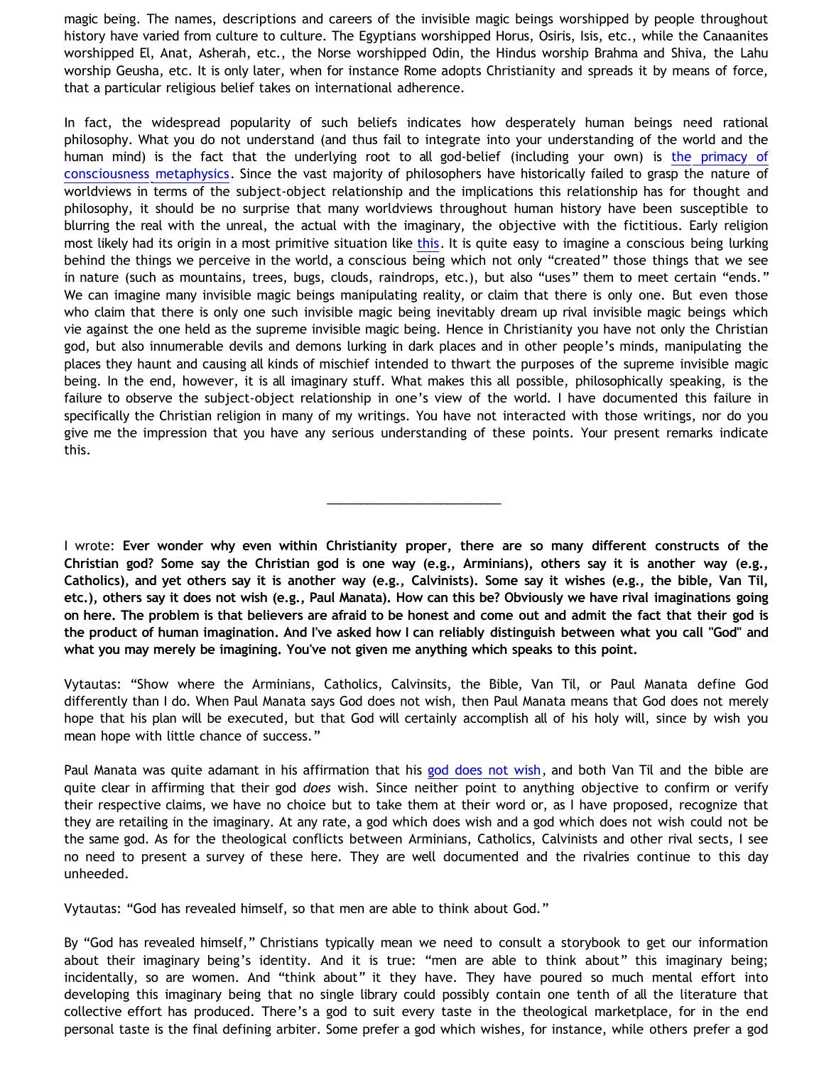magic being. The names, descriptions and careers of the invisible magic beings worshipped by people throughout history have varied from culture to culture. The Egyptians worshipped Horus, Osiris, Isis, etc., while the Canaanites worshipped El, Anat, Asherah, etc., the Norse worshipped Odin, the Hindus worship Brahma and Shiva, the Lahu worship Geusha, etc. It is only later, when for instance Rome adopts Christianity and spreads it by means of force, that a particular religious belief takes on international adherence.

In fact, the widespread popularity of such beliefs indicates how desperately human beings need rational philosophy. What you do not understand (and thus fail to integrate into your understanding of the world and the human mind) is the fact that the underlying root to all god-belief (including your own) is the primacy of consciousness metaphysics. Since the vast majority of philosophers have historically failed to grasp the nature of worldviews in terms of the subject-object relationship and the implications this relationship has for thought and philosophy, it should be no surprise that many worldviews throughout human history have been susceptible to blurring the real with the unreal, the actual with the imaginary, the objective with the fictitious. Early religion most likely had its origin in a most primitive situation like this. It is quite easy to imagine a conscious being lurking behind the things we perceive in the world, a conscious being which not only "created" those things that we see in nature (such as mountains, trees, bugs, clouds, raindrops, etc.), but also "uses" them to meet certain "ends." We can imagine many invisible magic beings manipulating reality, or claim that there is only one. But even those who claim that there is only one such invisible magic being inevitably dream up rival invisible magic beings which vie against the one held as the supreme invisible magic being. Hence in Christianity you have not only the Christian god, but also innumerable devils and demons lurking in dark places and in other people's minds, manipulating the places they haunt and causing all kinds of mischief intended to thwart the purposes of the supreme invisible magic being. In the end, however, it is all imaginary stuff. What makes this all possible, philosophically speaking, is the failure to observe the subject-object relationship in one's view of the world. I have documented this failure in specifically the Christian religion in many of my writings. You have not interacted with those writings, nor do you give me the impression that you have any serious understanding of these points. Your present remarks indicate this.

---

I wrote: **Ever wonder why even within Christianity proper, there are so many different constructs of the Christian god? Some say the Christian god is one way (e.g., Arminians), others say it is another way (e.g., Catholics), and yet others say it is another way (e.g., Calvinists). Some say it wishes (e.g., the bible, Van Til, etc.), others say it does not wish (e.g., Paul Manata). How can this be? Obviously we have rival imaginations going on here. The problem is that believers are afraid to be honest and come out and admit the fact that their god is the product of human imagination. And I've asked how I can reliably distinguish between what you call "God" and what you may merely be imagining. You've not given me anything which speaks to this point.**

Vytautas: "Show where the Arminians, Catholics, Calvinsits, the Bible, Van Til, or Paul Manata define God differently than I do. When Paul Manata says God does not wish, then Paul Manata means that God does not merely hope that his plan will be executed, but that God will certainly accomplish all of his holy will, since by wish you mean hope with little chance of success."

Paul Manata was quite adamant in his affirmation that his god does not wish, and both Van Til and the bible are quite clear in affirming that their god *does* wish. Since neither point to anything objective to confirm or verify their respective claims, we have no choice but to take them at their word or, as I have proposed, recognize that they are retailing in the imaginary. At any rate, a god which does wish and a god which does not wish could not be the same god. As for the theological conflicts between Arminians, Catholics, Calvinists and other rival sects, I see no need to present a survey of these here. They are well documented and the rivalries continue to this day unheeded.

Vytautas: "God has revealed himself, so that men are able to think about God."

By "God has revealed himself," Christians typically mean we need to consult a storybook to get our information about their imaginary being's identity. And it is true: "men are able to think about" this imaginary being; incidentally, so are women. And "think about" it they have. They have poured so much mental effort into developing this imaginary being that no single library could possibly contain one tenth of all the literature that collective effort has produced. There's a god to suit every taste in the theological marketplace, for in the end personal taste is the final defining arbiter. Some prefer a god which wishes, for instance, while others prefer a god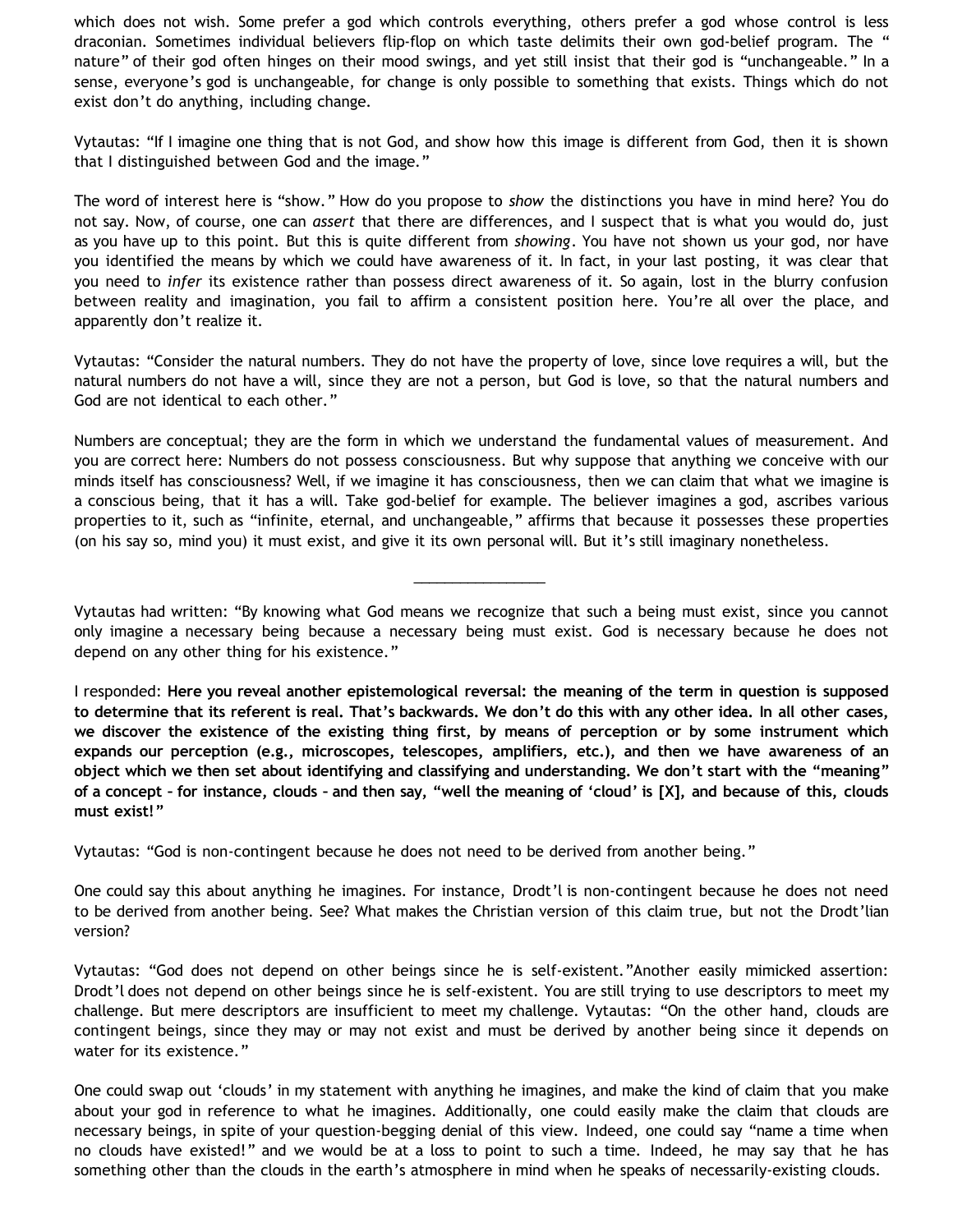which does not wish. Some prefer a god which controls everything, others prefer a god whose control is less draconian. Sometimes individual believers flip-flop on which taste delimits their own god-belief program. The " nature" of their god often hinges on their mood swings, and yet still insist that their god is "unchangeable." In a sense, everyone's god is unchangeable, for change is only possible to something that exists. Things which do not exist don't do anything, including change.

Vytautas: "If I imagine one thing that is not God, and show how this image is different from God, then it is shown that I distinguished between God and the image."

The word of interest here is "show." How do you propose to *show* the distinctions you have in mind here? You do not say. Now, of course, one can *assert* that there are differences, and I suspect that is what you would do, just as you have up to this point. But this is quite different from *showing*. You have not shown us your god, nor have you identified the means by which we could have awareness of it. In fact, in your last posting, it was clear that you need to *infer* its existence rather than possess direct awareness of it. So again, lost in the blurry confusion between reality and imagination, you fail to affirm a consistent position here. You're all over the place, and apparently don't realize it.

Vytautas: "Consider the natural numbers. They do not have the property of love, since love requires a will, but the natural numbers do not have a will, since they are not a person, but God is love, so that the natural numbers and God are not identical to each other."

Numbers are conceptual; they are the form in which we understand the fundamental values of measurement. And you are correct here: Numbers do not possess consciousness. But why suppose that anything we conceive with our minds itself has consciousness? Well, if we imagine it has consciousness, then we can claim that what we imagine is a conscious being, that it has a will. Take god-belief for example. The believer imagines a god, ascribes various properties to it, such as "infinite, eternal, and unchangeable," affirms that because it possesses these properties (on his say so, mind you) it must exist, and give it its own personal will. But it's still imaginary nonetheless.

---

Vytautas had written: "By knowing what God means we recognize that such a being must exist, since you cannot only imagine a necessary being because a necessary being must exist. God is necessary because he does not depend on any other thing for his existence."

I responded: **Here you reveal another epistemological reversal: the meaning of the term in question is supposed to determine that its referent is real. That's backwards. We don't do this with any other idea. In all other cases, we discover the existence of the existing thing first, by means of perception or by some instrument which expands our perception (e.g., microscopes, telescopes, amplifiers, etc.), and then we have awareness of an object which we then set about identifying and classifying and understanding. We don't start with the "meaning" of a concept – for instance, clouds – and then say, "well the meaning of 'cloud' is [X], and because of this, clouds must exist!"**

Vytautas: "God is non-contingent because he does not need to be derived from another being."

One could say this about anything he imagines. For instance, Drodt'l is non-contingent because he does not need to be derived from another being. See? What makes the Christian version of this claim true, but not the Drodt'lian version?

Vytautas: "God does not depend on other beings since he is self-existent."Another easily mimicked assertion: Drodt'l does not depend on other beings since he is self-existent. You are still trying to use descriptors to meet my challenge. But mere descriptors are insufficient to meet my challenge. Vytautas: "On the other hand, clouds are contingent beings, since they may or may not exist and must be derived by another being since it depends on water for its existence."

One could swap out 'clouds' in my statement with anything he imagines, and make the kind of claim that you make about your god in reference to what he imagines. Additionally, one could easily make the claim that clouds are necessary beings, in spite of your question-begging denial of this view. Indeed, one could say "name a time when no clouds have existed!" and we would be at a loss to point to such a time. Indeed, he may say that he has something other than the clouds in the earth's atmosphere in mind when he speaks of necessarily-existing clouds.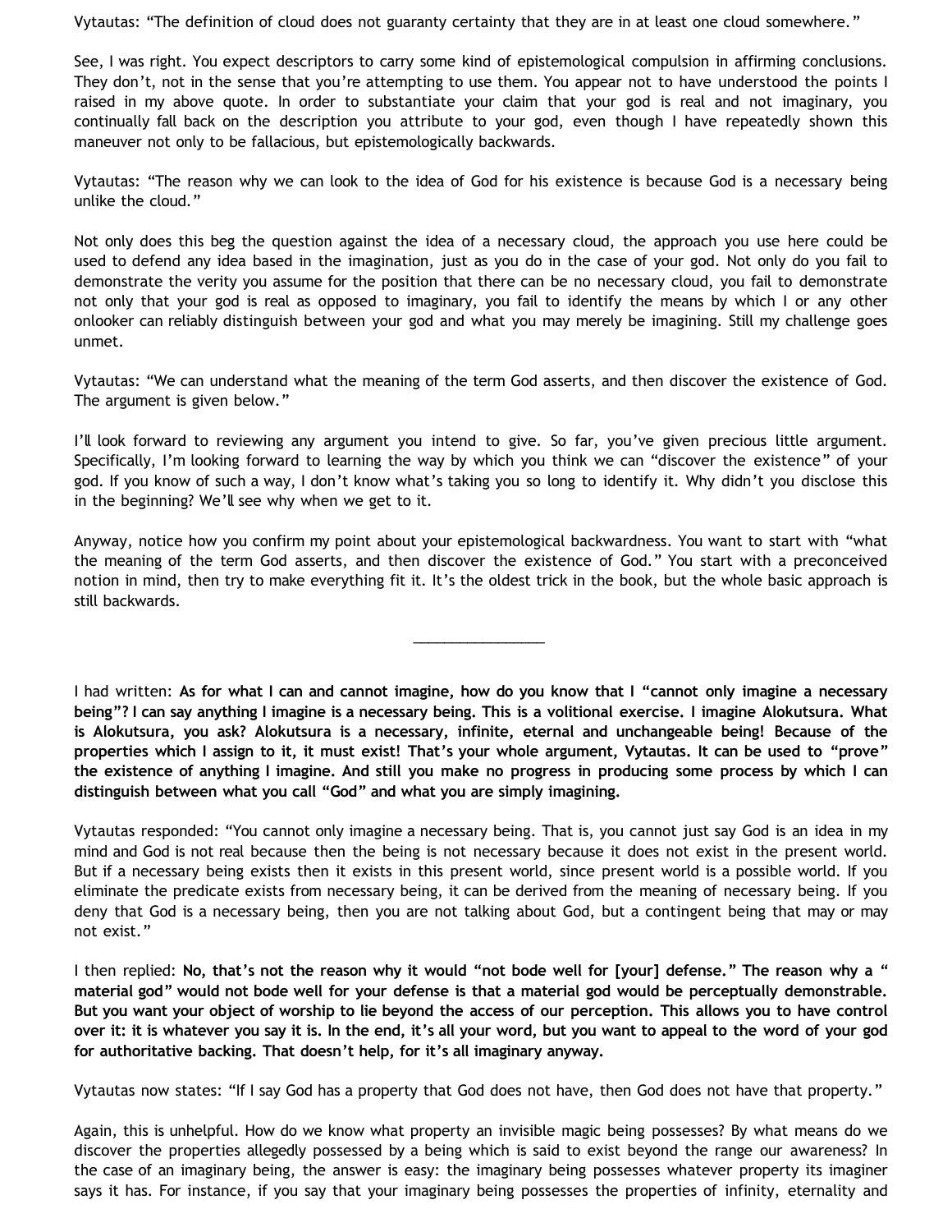Vytautas: “The definition of cloud does not guaranty certainty that they are in at least one cloud somewhere.”

See, I was right. You expect descriptors to carry some kind of epistemological compulsion in affirming conclusions. They don’t, not in the sense that you’re attempting to use them. You appear not to have understood the points I raised in my above quote. In order to substantiate your claim that your god is real and not imaginary, you continually fall back on the description you attribute to your god, even though I have repeatedly shown this maneuver not only to be fallacious, but epistemologically backwards.

Vytautas: “The reason why we can look to the idea of God for his existence is because God is a necessary being unlike the cloud.”

Not only does this beg the question against the idea of a necessary cloud, the approach you use here could be used to defend any idea based in the imagination, just as you do in the case of your god. Not only do you fail to demonstrate the verity you assume for the position that there can be no necessary cloud, you fail to demonstrate not only that your god is real as opposed to imaginary, you fail to identify the means by which I or any other onlooker can reliably distinguish between your god and what you may merely be imagining. Still my challenge goes unmet.

Vytautas: “We can understand what the meaning of the term God asserts, and then discover the existence of God. The argument is given below.”

I’ll look forward to reviewing any argument you intend to give. So far, you’ve given precious little argument. Specifically, I’m looking forward to learning the way by which you think we can “discover the existence” of your god. If you know of such a way, I don’t know what’s taking you so long to identify it. Why didn’t you disclose this in the beginning? We’ll see why when we get to it.

Anyway, notice how you confirm my point about your epistemological backwardness. You want to start with “what the meaning of the term God asserts, and then discover the existence of God.” You start with a preconceived notion in mind, then try to make everything fit it. It’s the oldest trick in the book, but the whole basic approach is still backwards.

---

I had written: **As for what I can and cannot imagine, how do you know that I “cannot only imagine a necessary being”? I can say anything I imagine is a necessary being. This is a volitional exercise. I imagine Alokutsura. What is Alokutsura, you ask? Alokutsura is a necessary, infinite, eternal and unchangeable being! Because of the properties which I assign to it, it must exist! That’s your whole argument, Vytautas. It can be used to “prove” the existence of anything I imagine. And still you make no progress in producing some process by which I can distinguish between what you call “God” and what you are simply imagining.**

Vytautas responded: “You cannot only imagine a necessary being. That is, you cannot just say God is an idea in my mind and God is not real because then the being is not necessary because it does not exist in the present world. But if a necessary being exists then it exists in this present world, since present world is a possible world. If you eliminate the predicate exists from necessary being, it can be derived from the meaning of necessary being. If you deny that God is a necessary being, then you are not talking about God, but a contingent being that may or may not exist.”

I then replied: **No, that’s not the reason why it would “not bode well for [your] defense.” The reason why a “ material god” would not bode well for your defense is that a material god would be perceptually demonstrable. But you want your object of worship to lie beyond the access of our perception. This allows you to have control over it: it is whatever you say it is. In the end, it’s all your word, but you want to appeal to the word of your god for authoritative backing. That doesn’t help, for it’s all imaginary anyway.**

Vytautas now states: “If I say God has a property that God does not have, then God does not have that property.”

Again, this is unhelpful. How do we know what property an invisible magic being possesses? By what means do we discover the properties allegedly possessed by a being which is said to exist beyond the range our awareness? In the case of an imaginary being, the answer is easy: the imaginary being possesses whatever property its imaginer says it has. For instance, if you say that your imaginary being possesses the properties of infinity, eternality and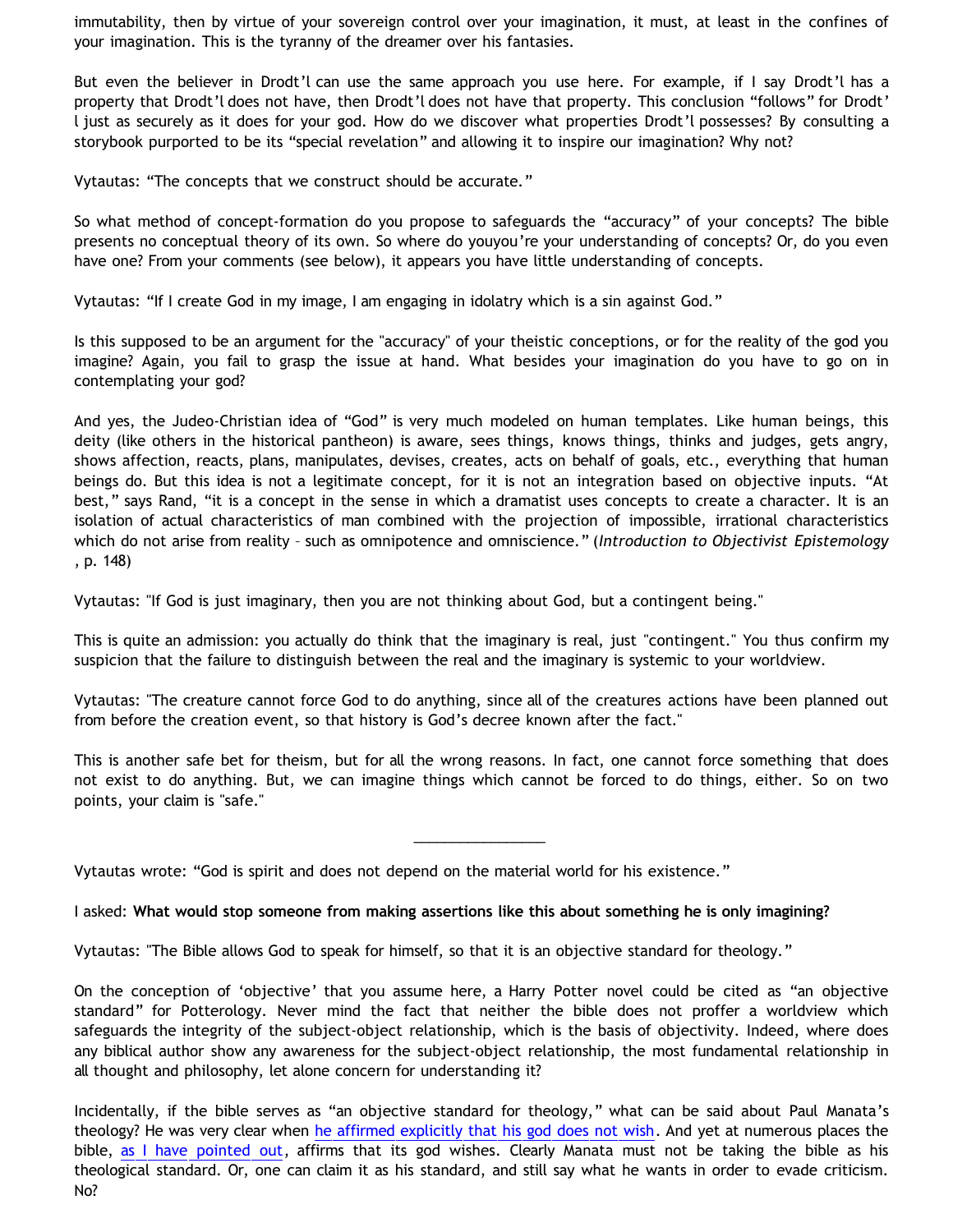immutability, then by virtue of your sovereign control over your imagination, it must, at least in the confines of your imagination. This is the tyranny of the dreamer over his fantasies.

But even the believer in Drodt'l can use the same approach you use here. For example, if I say Drodt'l has a property that Drodt'l does not have, then Drodt'l does not have that property. This conclusion "follows" for Drodt'l just as securely as it does for your god. How do we discover what properties Drodt'l possesses? By consulting a storybook purported to be its "special revelation" and allowing it to inspire our imagination? Why not?

Vytautas: "The concepts that we construct should be accurate."

So what method of concept-formation do you propose to safeguards the "accuracy" of your concepts? The bible presents no conceptual theory of its own. So where do youyou're your understanding of concepts? Or, do you even have one? From your comments (see below), it appears you have little understanding of concepts.

Vytautas: "If I create God in my image, I am engaging in idolatry which is a sin against God."

Is this supposed to be an argument for the "accuracy" of your theistic conceptions, or for the reality of the god you imagine? Again, you fail to grasp the issue at hand. What besides your imagination do you have to go on in contemplating your god?

And yes, the Judeo-Christian idea of "God" is very much modeled on human templates. Like human beings, this deity (like others in the historical pantheon) is aware, sees things, knows things, thinks and judges, gets angry, shows affection, reacts, plans, manipulates, devises, creates, acts on behalf of goals, etc., everything that human beings do. But this idea is not a legitimate concept, for it is not an integration based on objective inputs. "At best," says Rand, "it is a concept in the sense in which a dramatist uses concepts to create a character. It is an isolation of actual characteristics of man combined with the projection of impossible, irrational characteristics which do not arise from reality – such as omnipotence and omniscience." (*Introduction to Objectivist Epistemology*, p. 148)

Vytautas: "If God is just imaginary, then you are not thinking about God, but a contingent being."

This is quite an admission: you actually do think that the imaginary is real, just "contingent." You thus confirm my suspicion that the failure to distinguish between the real and the imaginary is systemic to your worldview.

Vytautas: "The creature cannot force God to do anything, since all of the creatures actions have been planned out from before the creation event, so that history is God's decree known after the fact."

This is another safe bet for theism, but for all the wrong reasons. In fact, one cannot force something that does not exist to do anything. But, we can imagine things which cannot be forced to do things, either. So on two points, your claim is "safe."

---

Vytautas wrote: "God is spirit and does not depend on the material world for his existence."

I asked: **What would stop someone from making assertions like this about something he is only imagining?**

Vytautas: "The Bible allows God to speak for himself, so that it is an objective standard for theology."

On the conception of 'objective' that you assume here, a Harry Potter novel could be cited as "an objective standard" for Potterology. Never mind the fact that neither the bible does not proffer a worldview which safeguards the integrity of the subject-object relationship, which is the basis of objectivity. Indeed, where does any biblical author show any awareness for the subject-object relationship, the most fundamental relationship in all thought and philosophy, let alone concern for understanding it?

Incidentally, if the bible serves as "an objective standard for theology," what can be said about Paul Manata's theology? He was very clear when he affirmed explicitly that his god does not wish. And yet at numerous places the bible, as I have pointed out, affirms that its god wishes. Clearly Manata must not be taking the bible as his theological standard. Or, one can claim it as his standard, and still say what he wants in order to evade criticism. No?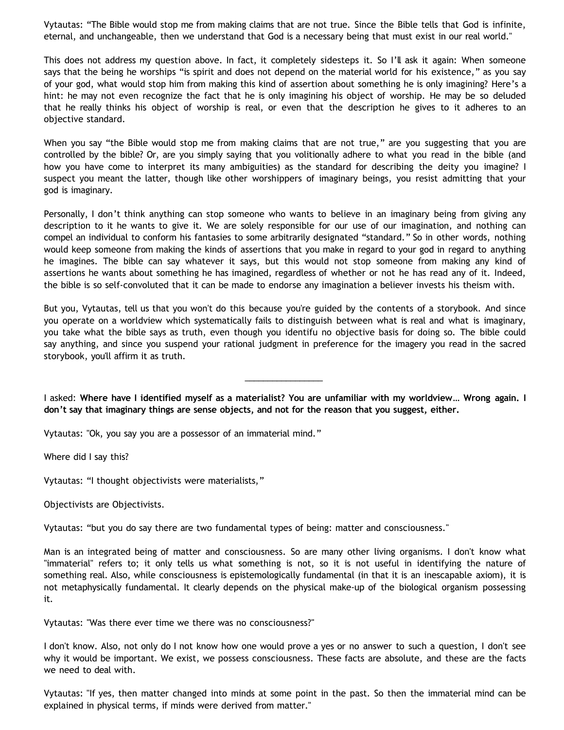Vytautas: “The Bible would stop me from making claims that are not true. Since the Bible tells that God is infinite, eternal, and unchangeable, then we understand that God is a necessary being that must exist in our real world."

This does not address my question above. In fact, it completely sidesteps it. So I’ll ask it again: When someone says that the being he worships “is spirit and does not depend on the material world for his existence,” as you say of your god, what would stop him from making this kind of assertion about something he is only imagining? Here’s a hint: he may not even recognize the fact that he is only imagining his object of worship. He may be so deluded that he really thinks his object of worship is real, or even that the description he gives to it adheres to an objective standard.

When you say “the Bible would stop me from making claims that are not true,” are you suggesting that you are controlled by the bible? Or, are you simply saying that you volitionally adhere to what you read in the bible (and how you have come to interpret its many ambiguities) as the standard for describing the deity you imagine? I suspect you meant the latter, though like other worshippers of imaginary beings, you resist admitting that your god is imaginary.

Personally, I don’t think anything can stop someone who wants to believe in an imaginary being from giving any description to it he wants to give it. We are solely responsible for our use of our imagination, and nothing can compel an individual to conform his fantasies to some arbitrarily designated “standard.” So in other words, nothing would keep someone from making the kinds of assertions that you make in regard to your god in regard to anything he imagines. The bible can say whatever it says, but this would not stop someone from making any kind of assertions he wants about something he has imagined, regardless of whether or not he has read any of it. Indeed, the bible is so self-convoluted that it can be made to endorse any imagination a believer invests his theism with.

But you, Vytautas, tell us that you won't do this because you're guided by the contents of a storybook. And since you operate on a worldview which systematically fails to distinguish between what is real and what is imaginary, you take what the bible says as truth, even though you identifu no objective basis for doing so. The bible could say anything, and since you suspend your rational judgment in preference for the imagery you read in the sacred storybook, you'll affirm it as truth.

---

I asked: **Where have I identified myself as a materialist? You are unfamiliar with my worldview… Wrong again. I don’t say that imaginary things are sense objects, and not for the reason that you suggest, either.**

Vytautas: "Ok, you say you are a possessor of an immaterial mind.”

Where did I say this?

Vytautas: “I thought objectivists were materialists,”

Objectivists are Objectivists.

Vytautas: “but you do say there are two fundamental types of being: matter and consciousness."

Man is an integrated being of matter and consciousness. So are many other living organisms. I don't know what "immaterial" refers to; it only tells us what something is not, so it is not useful in identifying the nature of something real. Also, while consciousness is epistemologically fundamental (in that it is an inescapable axiom), it is not metaphysically fundamental. It clearly depends on the physical make-up of the biological organism possessing it.

Vytautas: "Was there ever time we there was no consciousness?"

I don't know. Also, not only do I not know how one would prove a yes or no answer to such a question, I don't see why it would be important. We exist, we possess consciousness. These facts are absolute, and these are the facts we need to deal with.

Vytautas: "If yes, then matter changed into minds at some point in the past. So then the immaterial mind can be explained in physical terms, if minds were derived from matter."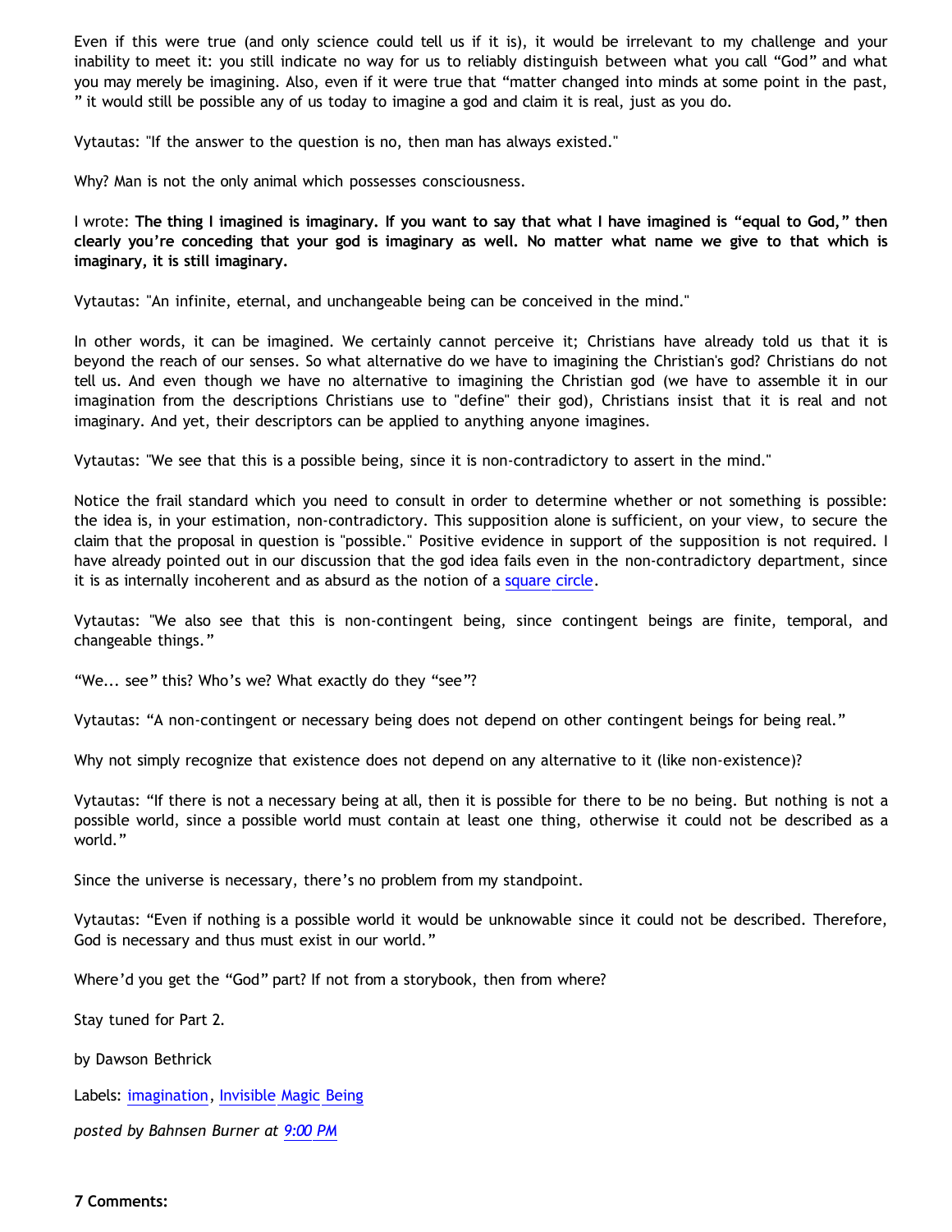Even if this were true (and only science could tell us if it is), it would be irrelevant to my challenge and your inability to meet it: you still indicate no way for us to reliably distinguish between what you call "God" and what you may merely be imagining. Also, even if it were true that "matter changed into minds at some point in the past, " it would still be possible any of us today to imagine a god and claim it is real, just as you do.

Vytautas: "If the answer to the question is no, then man has always existed."

Why? Man is not the only animal which possesses consciousness.

I wrote: **The thing I imagined is imaginary. If you want to say that what I have imagined is "equal to God," then clearly you're conceding that your god is imaginary as well. No matter what name we give to that which is imaginary, it is still imaginary.**

Vytautas: "An infinite, eternal, and unchangeable being can be conceived in the mind."

In other words, it can be imagined. We certainly cannot perceive it; Christians have already told us that it is beyond the reach of our senses. So what alternative do we have to imagining the Christian's god? Christians do not tell us. And even though we have no alternative to imagining the Christian god (we have to assemble it in our imagination from the descriptions Christians use to "define" their god), Christians insist that it is real and not imaginary. And yet, their descriptors can be applied to anything anyone imagines.

Vytautas: "We see that this is a possible being, since it is non-contradictory to assert in the mind."

Notice the frail standard which you need to consult in order to determine whether or not something is possible: the idea is, in your estimation, non-contradictory. This supposition alone is sufficient, on your view, to secure the claim that the proposal in question is "possible." Positive evidence in support of the supposition is not required. I have already pointed out in our discussion that the god idea fails even in the non-contradictory department, since it is as internally incoherent and as absurd as the notion of a square circle.

Vytautas: "We also see that this is non-contingent being, since contingent beings are finite, temporal, and changeable things."

"We... see" this? Who's we? What exactly do they "see"?

Vytautas: "A non-contingent or necessary being does not depend on other contingent beings for being real."

Why not simply recognize that existence does not depend on any alternative to it (like non-existence)?

Vytautas: "If there is not a necessary being at all, then it is possible for there to be no being. But nothing is not a possible world, since a possible world must contain at least one thing, otherwise it could not be described as a world."

Since the universe is necessary, there's no problem from my standpoint.

Vytautas: "Even if nothing is a possible world it would be unknowable since it could not be described. Therefore, God is necessary and thus must exist in our world."

Where'd you get the "God" part? If not from a storybook, then from where?

Stay tuned for Part 2.

by Dawson Bethrick

Labels: imagination, Invisible Magic Being

*posted by Bahnsen Burner at 9:00 PM*

**7 Comments:**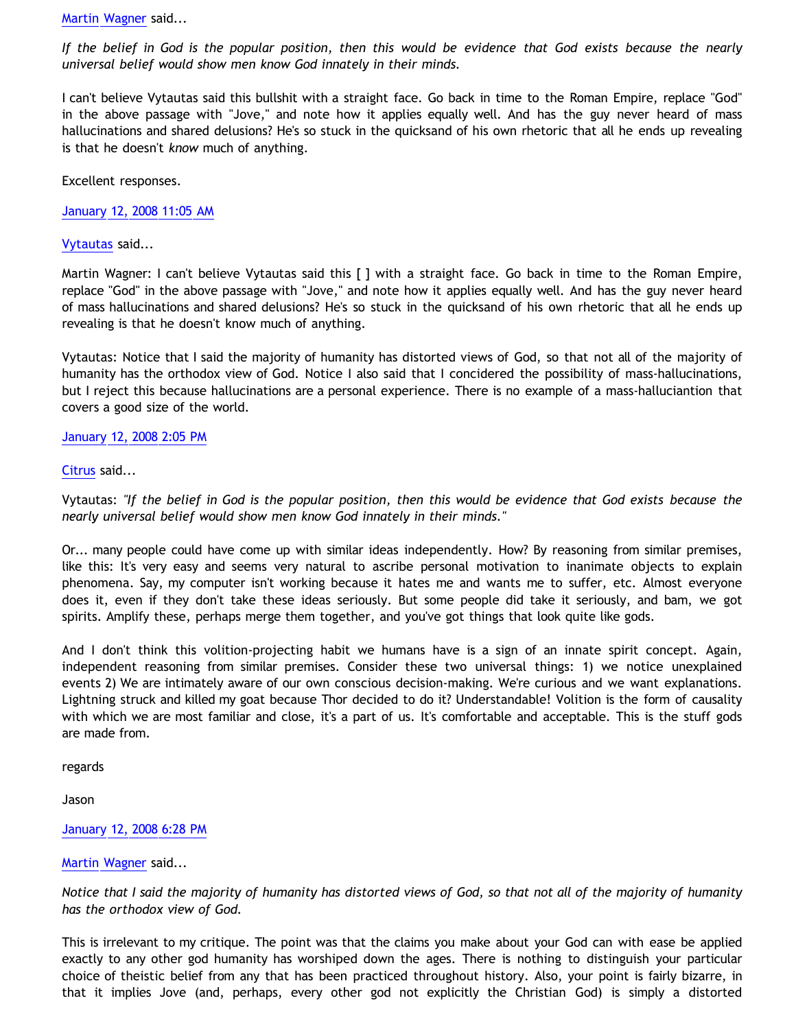Martin Wagner said...

*If the belief in God is the popular position, then this would be evidence that God exists because the nearly universal belief would show men know God innately in their minds.*

I can't believe Vytautas said this bullshit with a straight face. Go back in time to the Roman Empire, replace "God" in the above passage with "Jove," and note how it applies equally well. And has the guy never heard of mass hallucinations and shared delusions? He's so stuck in the quicksand of his own rhetoric that all he ends up revealing is that he doesn't *know* much of anything.

Excellent responses.

January 12, 2008 11:05 AM

Vytautas said...

Martin Wagner: I can't believe Vytautas said this [ ] with a straight face. Go back in time to the Roman Empire, replace "God" in the above passage with "Jove," and note how it applies equally well. And has the guy never heard of mass hallucinations and shared delusions? He's so stuck in the quicksand of his own rhetoric that all he ends up revealing is that he doesn't know much of anything.

Vytautas: Notice that I said the majority of humanity has distorted views of God, so that not all of the majority of humanity has the orthodox view of God. Notice I also said that I concidered the possibility of mass-hallucinations, but I reject this because hallucinations are a personal experience. There is no example of a mass-halluciantion that covers a good size of the world.

January 12, 2008 2:05 PM

Citrus said...

Vytautas: *"If the belief in God is the popular position, then this would be evidence that God exists because the nearly universal belief would show men know God innately in their minds."*

Or... many people could have come up with similar ideas independently. How? By reasoning from similar premises, like this: It's very easy and seems very natural to ascribe personal motivation to inanimate objects to explain phenomena. Say, my computer isn't working because it hates me and wants me to suffer, etc. Almost everyone does it, even if they don't take these ideas seriously. But some people did take it seriously, and bam, we got spirits. Amplify these, perhaps merge them together, and you've got things that look quite like gods.

And I don't think this volition-projecting habit we humans have is a sign of an innate spirit concept. Again, independent reasoning from similar premises. Consider these two universal things: 1) we notice unexplained events 2) We are intimately aware of our own conscious decision-making. We're curious and we want explanations. Lightning struck and killed my goat because Thor decided to do it? Understandable! Volition is the form of causality with which we are most familiar and close, it's a part of us. It's comfortable and acceptable. This is the stuff gods are made from.

regards

Jason

January 12, 2008 6:28 PM

Martin Wagner said...

*Notice that I said the majority of humanity has distorted views of God, so that not all of the majority of humanity has the orthodox view of God.*

This is irrelevant to my critique. The point was that the claims you make about your God can with ease be applied exactly to any other god humanity has worshiped down the ages. There is nothing to distinguish your particular choice of theistic belief from any that has been practiced throughout history. Also, your point is fairly bizarre, in that it implies Jove (and, perhaps, every other god not explicitly the Christian God) is simply a distorted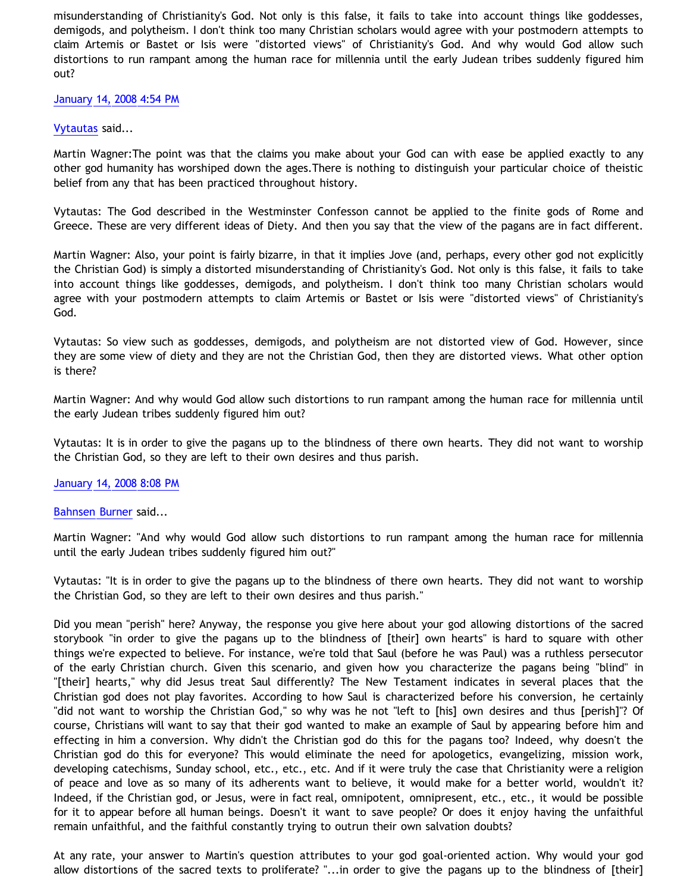misunderstanding of Christianity's God. Not only is this false, it fails to take into account things like goddesses, demigods, and polytheism. I don't think too many Christian scholars would agree with your postmodern attempts to claim Artemis or Bastet or Isis were "distorted views" of Christianity's God. And why would God allow such distortions to run rampant among the human race for millennia until the early Judean tribes suddenly figured him out?

January 14, 2008 4:54 PM

Vytautas said...

Martin Wagner:The point was that the claims you make about your God can with ease be applied exactly to any other god humanity has worshiped down the ages.There is nothing to distinguish your particular choice of theistic belief from any that has been practiced throughout history.

Vytautas: The God described in the Westminster Confesson cannot be applied to the finite gods of Rome and Greece. These are very different ideas of Diety. And then you say that the view of the pagans are in fact different.

Martin Wagner: Also, your point is fairly bizarre, in that it implies Jove (and, perhaps, every other god not explicitly the Christian God) is simply a distorted misunderstanding of Christianity's God. Not only is this false, it fails to take into account things like goddesses, demigods, and polytheism. I don't think too many Christian scholars would agree with your postmodern attempts to claim Artemis or Bastet or Isis were "distorted views" of Christianity's God.

Vytautas: So view such as goddesses, demigods, and polytheism are not distorted view of God. However, since they are some view of diety and they are not the Christian God, then they are distorted views. What other option is there?

Martin Wagner: And why would God allow such distortions to run rampant among the human race for millennia until the early Judean tribes suddenly figured him out?

Vytautas: It is in order to give the pagans up to the blindness of there own hearts. They did not want to worship the Christian God, so they are left to their own desires and thus parish.

January 14, 2008 8:08 PM

Bahnsen Burner said...

Martin Wagner: "And why would God allow such distortions to run rampant among the human race for millennia until the early Judean tribes suddenly figured him out?"

Vytautas: "It is in order to give the pagans up to the blindness of there own hearts. They did not want to worship the Christian God, so they are left to their own desires and thus parish."

Did you mean "perish" here? Anyway, the response you give here about your god allowing distortions of the sacred storybook "in order to give the pagans up to the blindness of [their] own hearts" is hard to square with other things we're expected to believe. For instance, we're told that Saul (before he was Paul) was a ruthless persecutor of the early Christian church. Given this scenario, and given how you characterize the pagans being "blind" in "[their] hearts," why did Jesus treat Saul differently? The New Testament indicates in several places that the Christian god does not play favorites. According to how Saul is characterized before his conversion, he certainly "did not want to worship the Christian God," so why was he not "left to [his] own desires and thus [perish]"? Of course, Christians will want to say that their god wanted to make an example of Saul by appearing before him and effecting in him a conversion. Why didn't the Christian god do this for the pagans too? Indeed, why doesn't the Christian god do this for everyone? This would eliminate the need for apologetics, evangelizing, mission work, developing catechisms, Sunday school, etc., etc., etc. And if it were truly the case that Christianity were a religion of peace and love as so many of its adherents want to believe, it would make for a better world, wouldn't it? Indeed, if the Christian god, or Jesus, were in fact real, omnipotent, omnipresent, etc., etc., it would be possible for it to appear before all human beings. Doesn't it want to save people? Or does it enjoy having the unfaithful remain unfaithful, and the faithful constantly trying to outrun their own salvation doubts?

At any rate, your answer to Martin's question attributes to your god goal-oriented action. Why would your god allow distortions of the sacred texts to proliferate? "...in order to give the pagans up to the blindness of [their]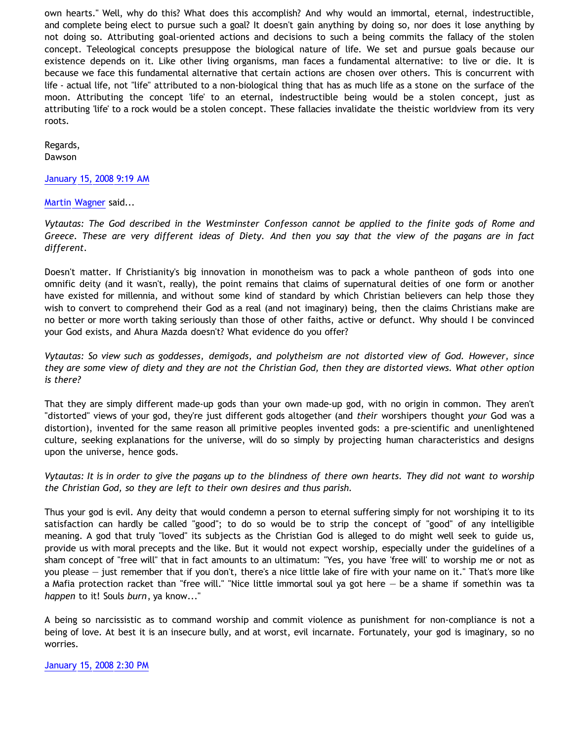own hearts." Well, why do this? What does this accomplish? And why would an immortal, eternal, indestructible, and complete being elect to pursue such a goal? It doesn't gain anything by doing so, nor does it lose anything by not doing so. Attributing goal-oriented actions and decisions to such a being commits the fallacy of the stolen concept. Teleological concepts presuppose the biological nature of life. We set and pursue goals because our existence depends on it. Like other living organisms, man faces a fundamental alternative: to live or die. It is because we face this fundamental alternative that certain actions are chosen over others. This is concurrent with life - actual life, not "life" attributed to a non-biological thing that has as much life as a stone on the surface of the moon. Attributing the concept 'life' to an eternal, indestructible being would be a stolen concept, just as attributing 'life' to a rock would be a stolen concept. These fallacies invalidate the theistic worldview from its very roots.

Regards,
Dawson

January 15, 2008 9:19 AM

Martin Wagner said...

*Vytautas: The God described in the Westminster Confesson cannot be applied to the finite gods of Rome and Greece. These are very different ideas of Diety. And then you say that the view of the pagans are in fact different.*

Doesn't matter. If Christianity's big innovation in monotheism was to pack a whole pantheon of gods into one omnific deity (and it wasn't, really), the point remains that claims of supernatural deities of one form or another have existed for millennia, and without some kind of standard by which Christian believers can help those they wish to convert to comprehend their God as a real (and not imaginary) being, then the claims Christians make are no better or more worth taking seriously than those of other faiths, active or defunct. Why should I be convinced your God exists, and Ahura Mazda doesn't? What evidence do you offer?

*Vytautas: So view such as goddesses, demigods, and polytheism are not distorted view of God. However, since they are some view of diety and they are not the Christian God, then they are distorted views. What other option is there?*

That they are simply different made-up gods than your own made-up god, with no origin in common. They aren't "distorted" views of your god, they're just different gods altogether (and *their* worshipers thought *your* God was a distortion), invented for the same reason all primitive peoples invented gods: a pre-scientific and unenlightened culture, seeking explanations for the universe, will do so simply by projecting human characteristics and designs upon the universe, hence gods.

*Vytautas: It is in order to give the pagans up to the blindness of there own hearts. They did not want to worship the Christian God, so they are left to their own desires and thus parish.*

Thus your god is evil. Any deity that would condemn a person to eternal suffering simply for not worshiping it to its satisfaction can hardly be called "good"; to do so would be to strip the concept of "good" of any intelligible meaning. A god that truly "loved" its subjects as the Christian God is alleged to do might well seek to guide us, provide us with moral precepts and the like. But it would not expect worship, especially under the guidelines of a sham concept of "free will" that in fact amounts to an ultimatum: "Yes, you have 'free will' to worship me or not as you please — just remember that if you don't, there's a nice little lake of fire with your name on it." That's more like a Mafia protection racket than "free will." "Nice little immortal soul ya got here — be a shame if somethin was ta *happen* to it! Souls *burn*, ya know..."

A being so narcissistic as to command worship and commit violence as punishment for non-compliance is not a being of love. At best it is an insecure bully, and at worst, evil incarnate. Fortunately, your god is imaginary, so no worries.

January 15, 2008 2:30 PM